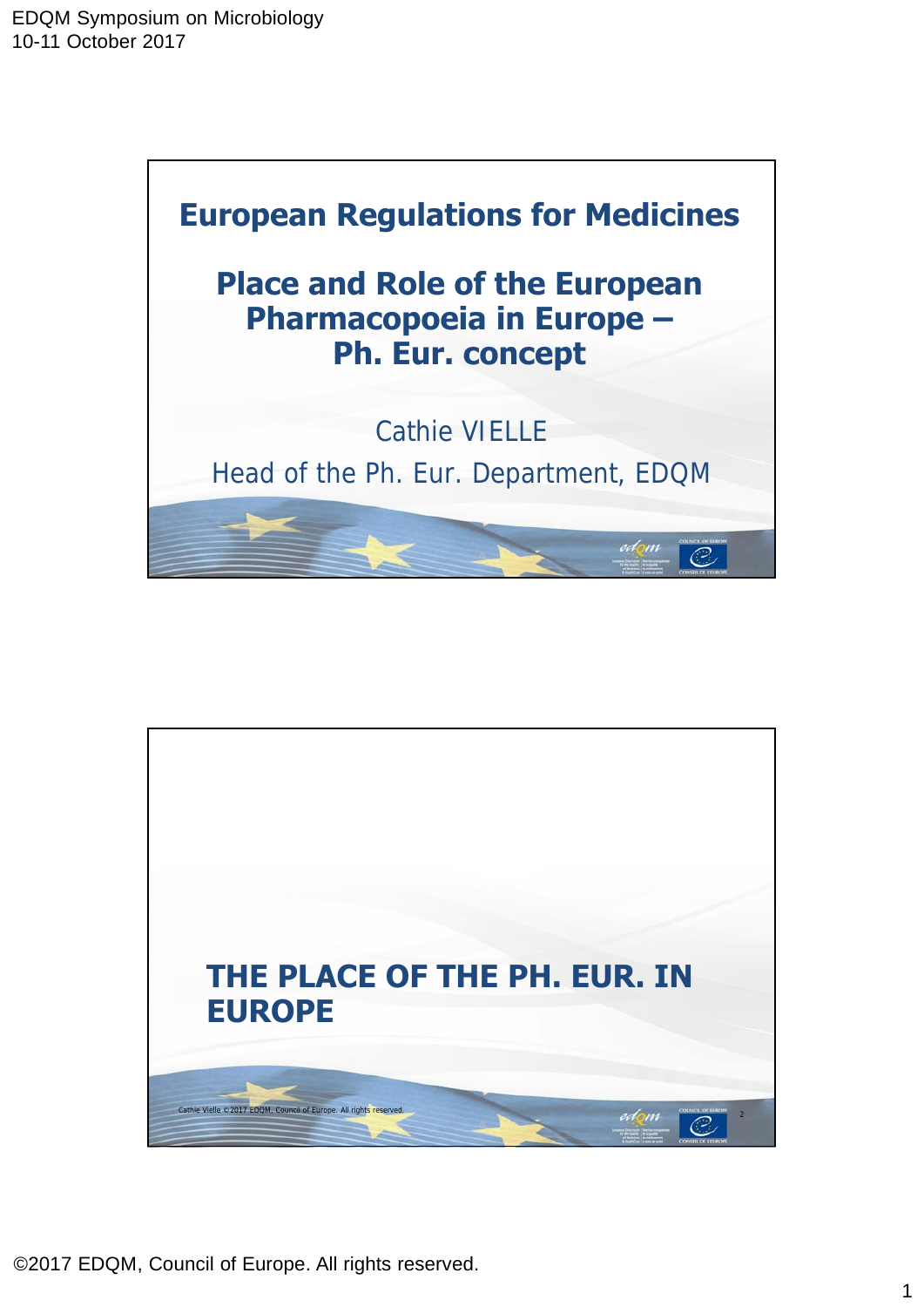# European Regulations for Medicines

## Place and Role of the European Pharmacopoeia in Europe – Ph. Eur. concept

Cathie VIELLE

Head of the Ph. Eur. Department, EDQM

---

## THE PLACE OF THE PH. EUR. IN EUROPE

Cathie Vielle © 2017 EDQM, Council of Europe. All rights reserved.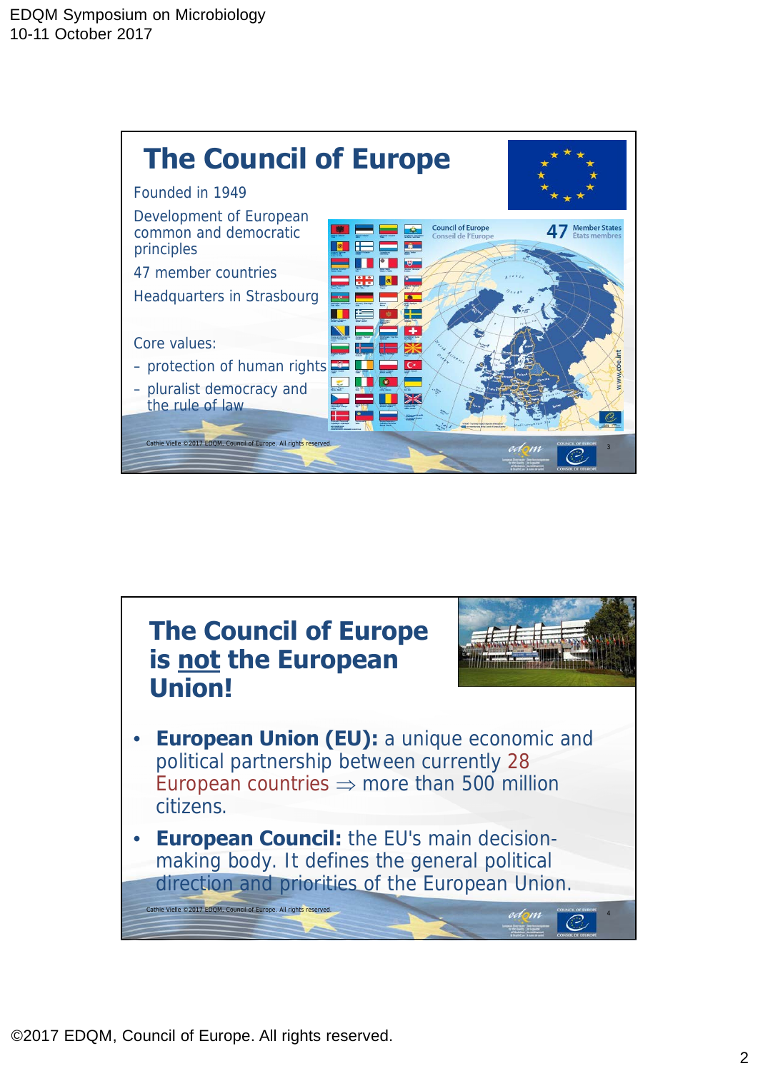# The Council of Europe

Founded in 1949

Development of European common and democratic principles

47 member countries

Headquarters in Strasbourg

Core values:

- protection of human rights
- pluralist democracy and the rule of law

Cathie Vielle ©2017 EDQM, Council of Europe. All rights reserved.

# The Council of Europe is not the European Union!

- **European Union (EU):** a unique economic and political partnership between currently 28 European countries ⇒ more than 500 million citizens.
- **European Council:** the EU's main decision-making body. It defines the general political direction and priorities of the European Union.

Cathie Vielle ©2017 EDQM, Council of Europe. All rights reserved.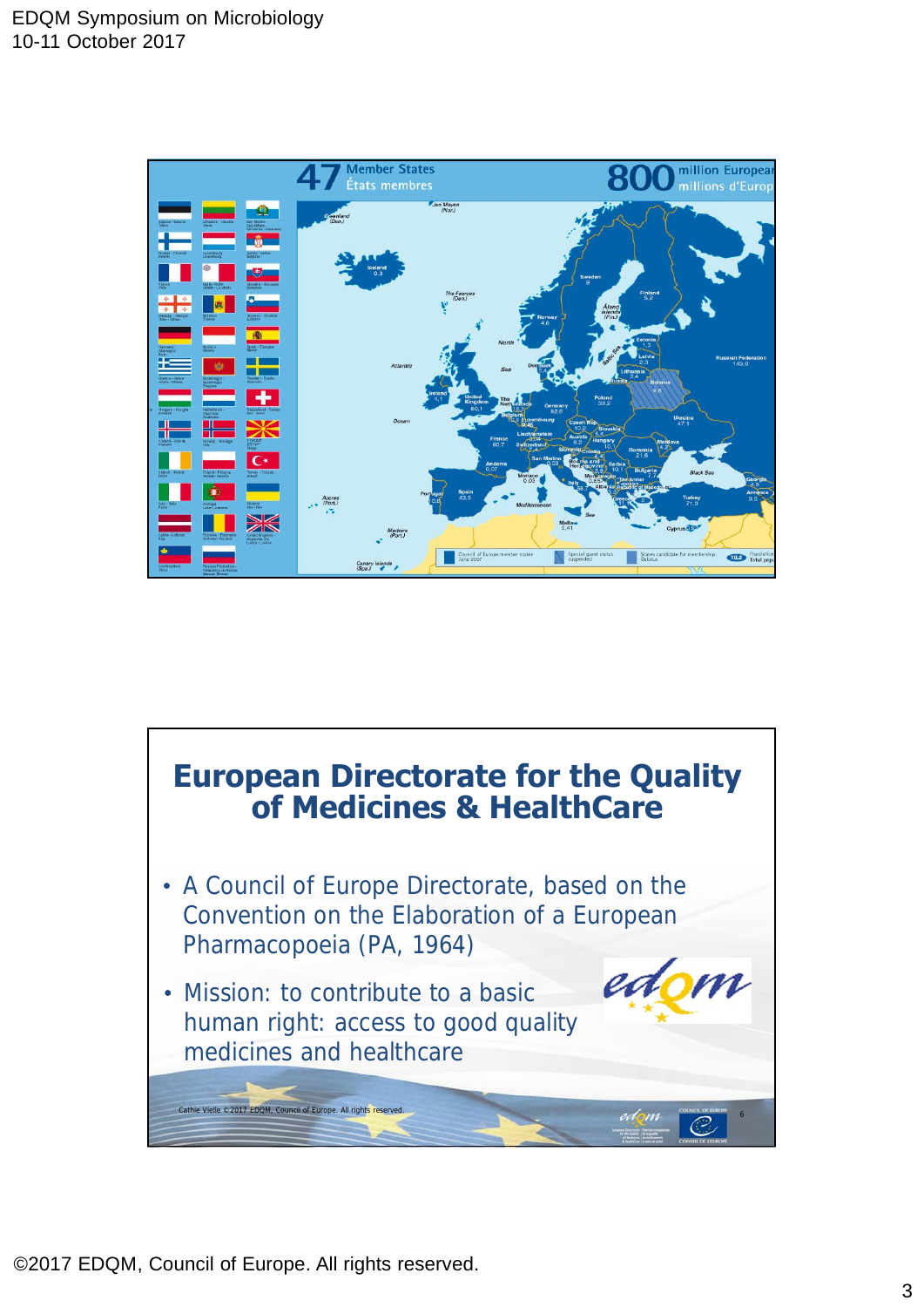47 Member States
États membres

800 million European
millions d'Europ

# European Directorate for the Quality of Medicines & HealthCare

- A Council of Europe Directorate, based on the Convention on the Elaboration of a European Pharmacopoeia (PA, 1964)
- Mission: to contribute to a basic human right: access to good quality medicines and healthcare

Cathie Vielle © 2017 EDQM, Council of Europe. All rights reserved.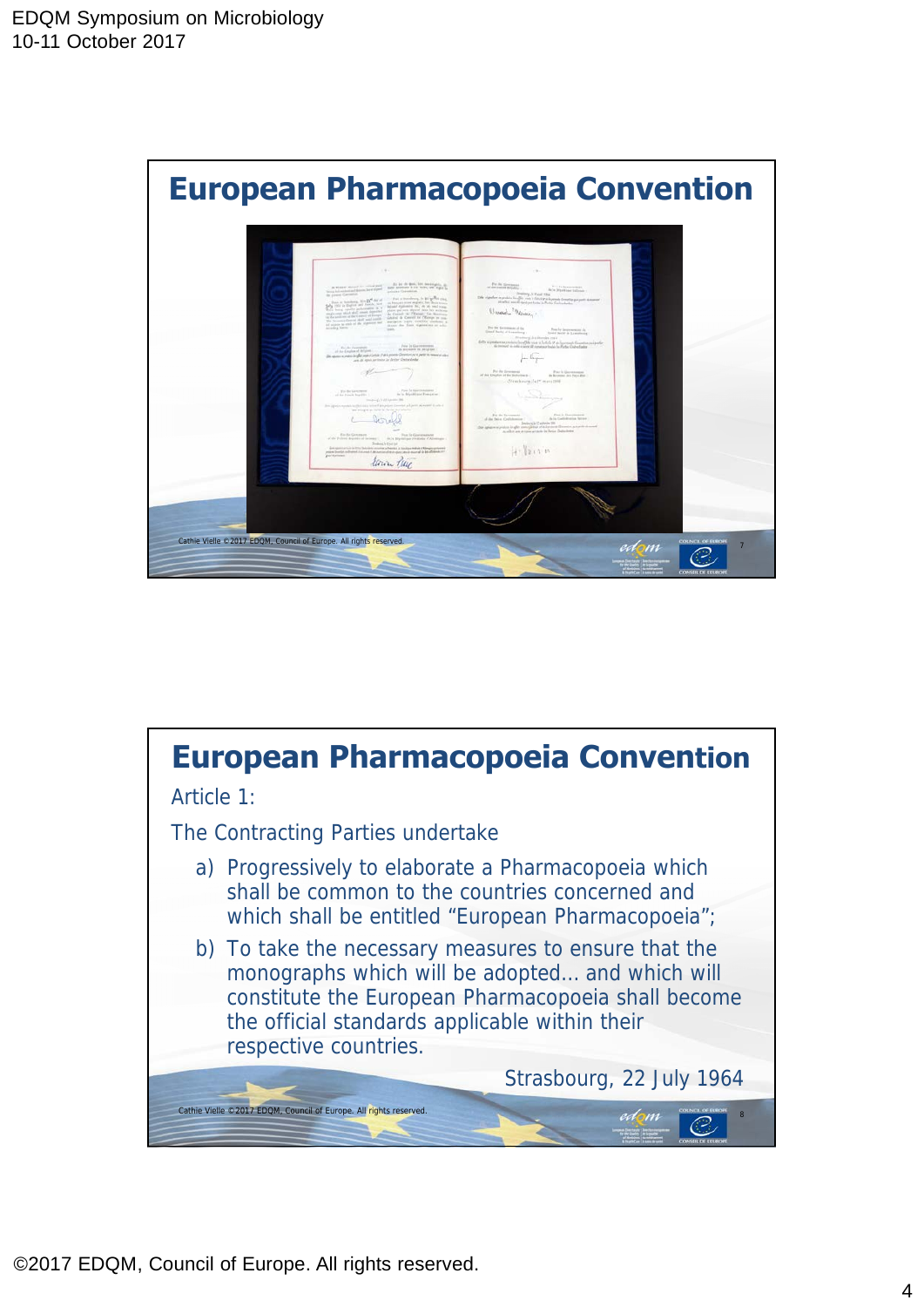## European Pharmacopoeia Convention

## European Pharmacopoeia Convention

Article 1:

The Contracting Parties undertake

a) Progressively to elaborate a Pharmacopoeia which shall be common to the countries concerned and which shall be entitled "European Pharmacopoeia";

b) To take the necessary measures to ensure that the monographs which will be adopted… and which will constitute the European Pharmacopoeia shall become the official standards applicable within their respective countries.

Strasbourg, 22 July 1964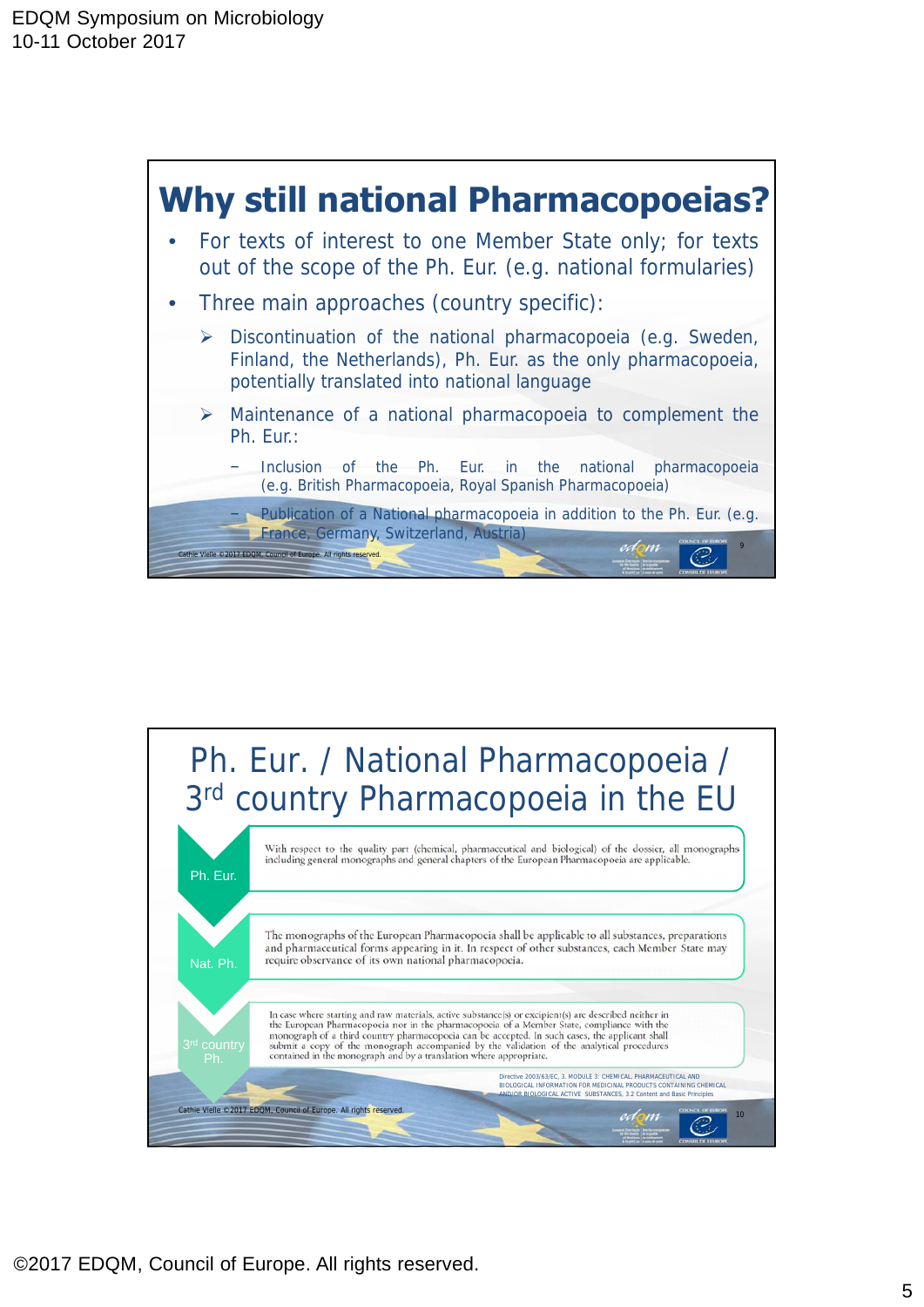## Why still national Pharmacopoeias?

- For texts of interest to one Member State only; for texts out of the scope of the Ph. Eur. (e.g. national formularies)
- Three main approaches (country specific):
  - ➢ Discontinuation of the national pharmacopoeia (e.g. Sweden, Finland, the Netherlands), Ph. Eur. as the only pharmacopoeia, potentially translated into national language
  - ➢ Maintenance of a national pharmacopoeia to complement the Ph. Eur.:
    - – Inclusion of the Ph. Eur. in the national pharmacopoeia (e.g. British Pharmacopoeia, Royal Spanish Pharmacopoeia)
    - – Publication of a National pharmacopoeia in addition to the Ph. Eur. (e.g. France, Germany, Switzerland, Austria)

Cathie Vielle © 2017 EDQM, Council of Europe. All rights reserved.

## Ph. Eur. / National Pharmacopoeia / 3rd country Pharmacopoeia in the EU

**Ph. Eur.**: With respect to the quality part (chemical, pharmaceutical and biological) of the dossier, all monographs including general monographs and general chapters of the European Pharmacopoeia are applicable.

**Nat. Ph.**: The monographs of the European Pharmacopoeia shall be applicable to all substances, preparations and pharmaceutical forms appearing in it. In respect of other substances, each Member State may require observance of its own national pharmacopoeia.

**3rd country Ph.**: In case where starting and raw materials, active substance(s) or excipient(s) are described neither in the European Pharmacopoeia nor in the pharmacopoeia of a Member State, compliance with the monograph of a third country pharmacopoeia can be accepted. In such cases, the applicant shall submit a copy of the monograph accompanied by the validation of the analytical procedures contained in the monograph and by a translation where appropriate.

Directive 2003/63/EC, 3. MODULE 3: CHEMICAL, PHARMACEUTICAL AND BIOLOGICAL INFORMATION FOR MEDICINAL PRODUCTS CONTAINING CHEMICAL AND/OR BIOLOGICAL ACTIVE SUBSTANCES, 3.2 Content and Basic Principles

Cathie Vielle © 2017 EDQM, Council of Europe. All rights reserved.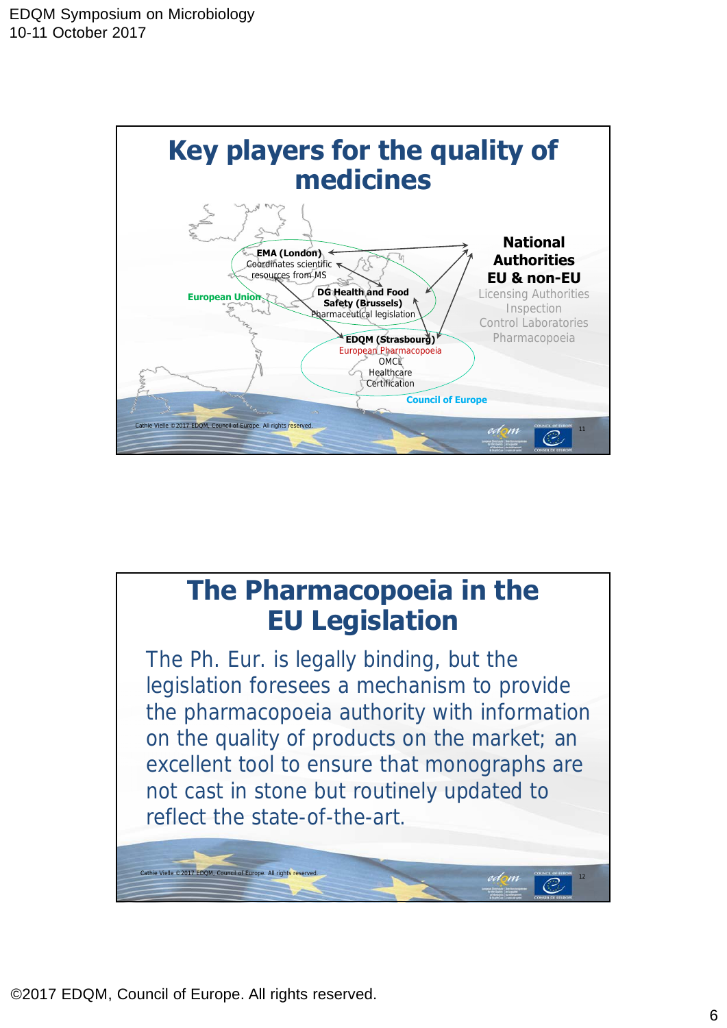## Key players for the quality of medicines

**EMA (London)**
Coordinates scientific resources from MS

**DG Health and Food Safety (Brussels)**
Pharmaceutical legislation

European Union

**EDQM (Strasbourg)**
European Pharmacopoeia
OMCL
Healthcare
Certification

Council of Europe

**National Authorities EU & non-EU**
Licensing Authorities
Inspection
Control Laboratories
Pharmacopoeia

Cathie Vielle ©2017 EDQM, Council of Europe. All rights reserved.

## The Pharmacopoeia in the EU Legislation

The Ph. Eur. is legally binding, but the legislation foresees a mechanism to provide the pharmacopoeia authority with information on the quality of products on the market; an excellent tool to ensure that monographs are not cast in stone but routinely updated to reflect the state-of-the-art.

Cathie Vielle ©2017 EDQM, Council of Europe. All rights reserved.

©2017 EDQM, Council of Europe. All rights reserved.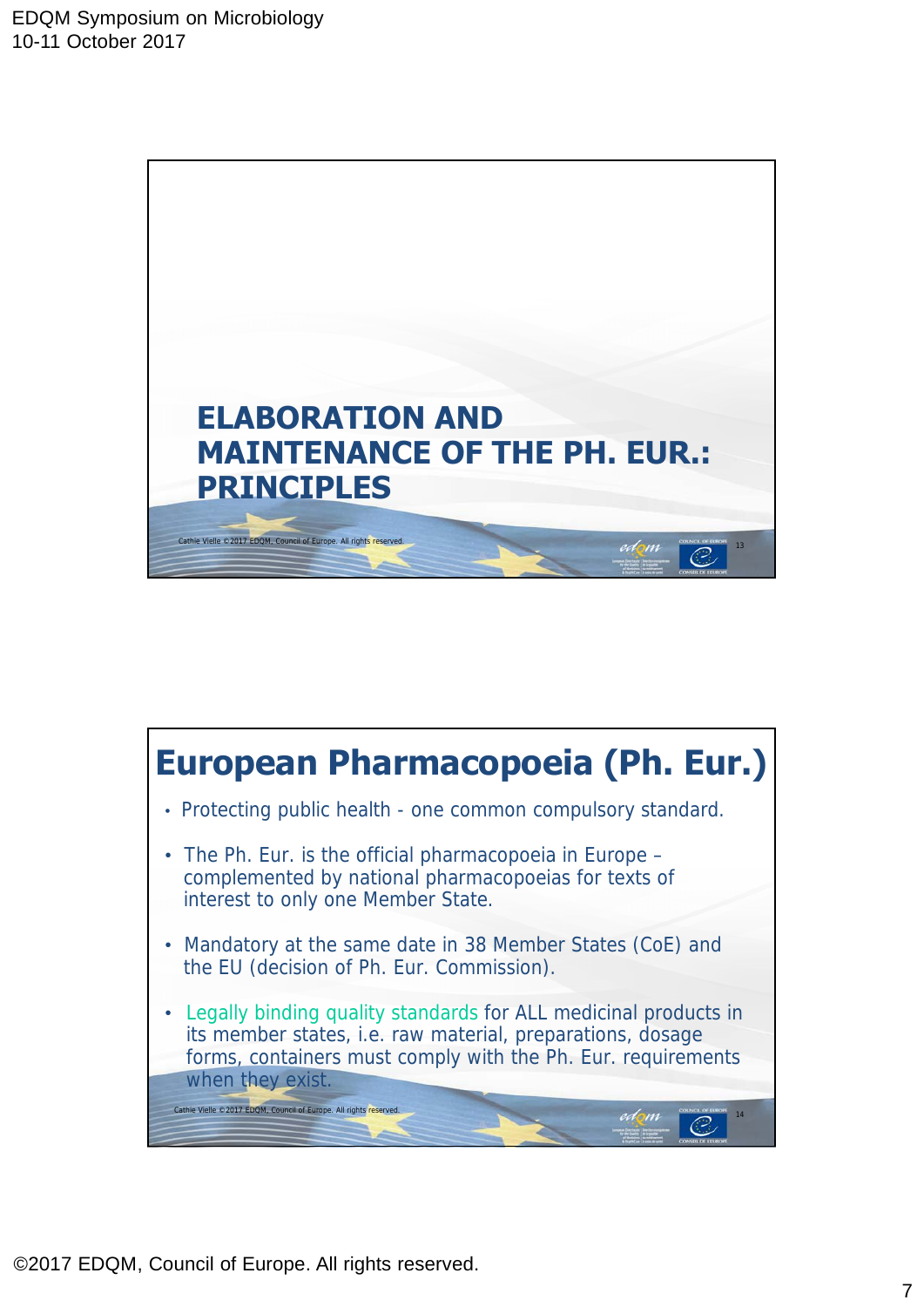## ELABORATION AND MAINTENANCE OF THE PH. EUR.: PRINCIPLES

Cathie Vielle ©2017 EDQM, Council of Europe. All rights reserved.

## European Pharmacopoeia (Ph. Eur.)

- Protecting public health - one common compulsory standard.
- The Ph. Eur. is the official pharmacopoeia in Europe – complemented by national pharmacopoeias for texts of interest to only one Member State.
- Mandatory at the same date in 38 Member States (CoE) and the EU (decision of Ph. Eur. Commission).
- Legally binding quality standards for ALL medicinal products in its member states, i.e. raw material, preparations, dosage forms, containers must comply with the Ph. Eur. requirements when they exist.

Cathie Vielle ©2017 EDQM, Council of Europe. All rights reserved.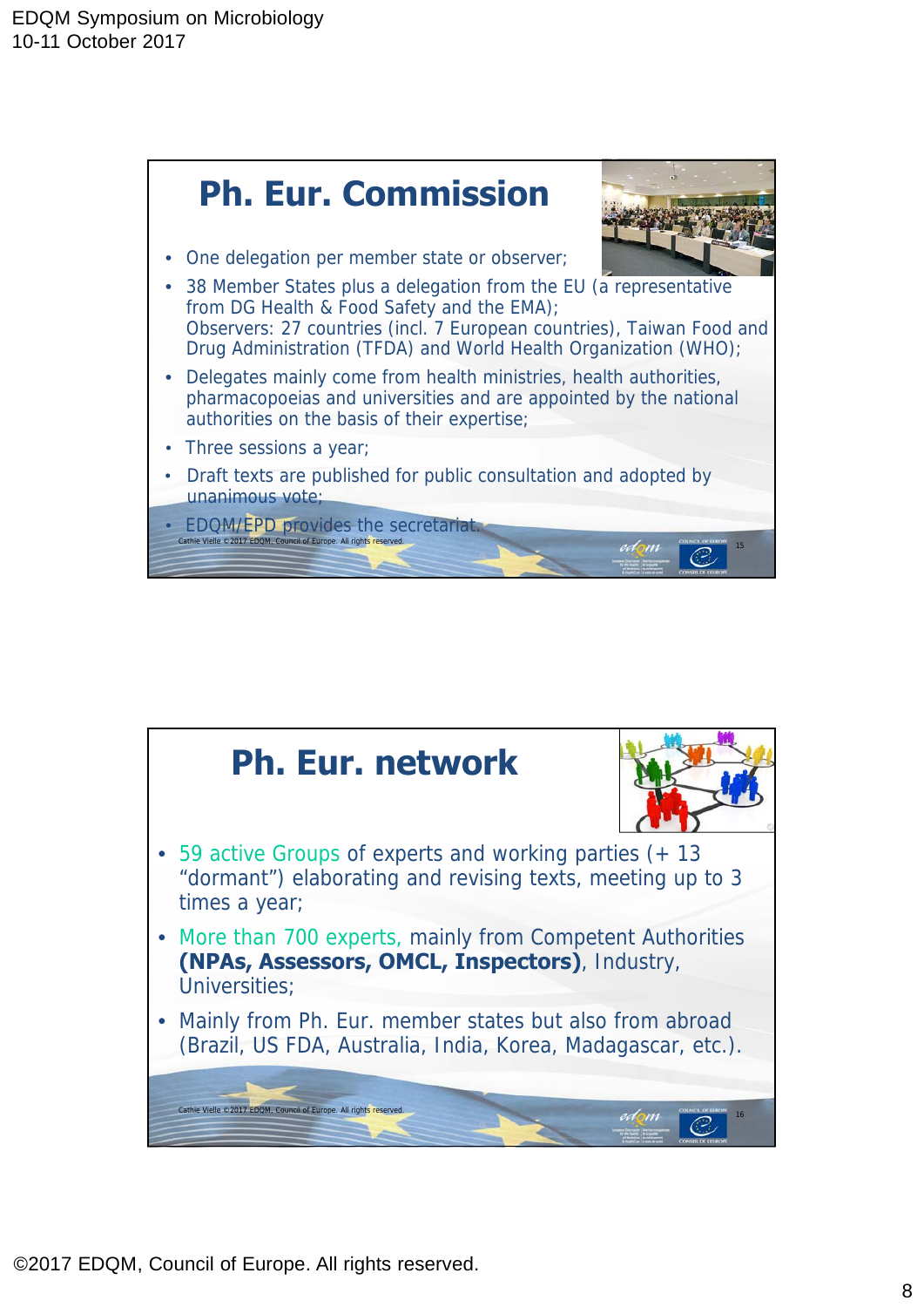## Ph. Eur. Commission

- One delegation per member state or observer;
- 38 Member States plus a delegation from the EU (a representative from DG Health & Food Safety and the EMA);
  Observers: 27 countries (incl. 7 European countries), Taiwan Food and Drug Administration (TFDA) and World Health Organization (WHO);
- Delegates mainly come from health ministries, health authorities, pharmacopoeias and universities and are appointed by the national authorities on the basis of their expertise;
- Three sessions a year;
- Draft texts are published for public consultation and adopted by unanimous vote;
- EDQM/EPD provides the secretariat.

Cathie Vielle ©2017 EDQM, Council of Europe. All rights reserved.

## Ph. Eur. network

- 59 active Groups of experts and working parties (+ 13 "dormant") elaborating and revising texts, meeting up to 3 times a year;
- More than 700 experts, mainly from Competent Authorities **(NPAs, Assessors, OMCL, Inspectors)**, Industry, Universities;
- Mainly from Ph. Eur. member states but also from abroad (Brazil, US FDA, Australia, India, Korea, Madagascar, etc.).

Cathie Vielle ©2017 EDQM, Council of Europe. All rights reserved.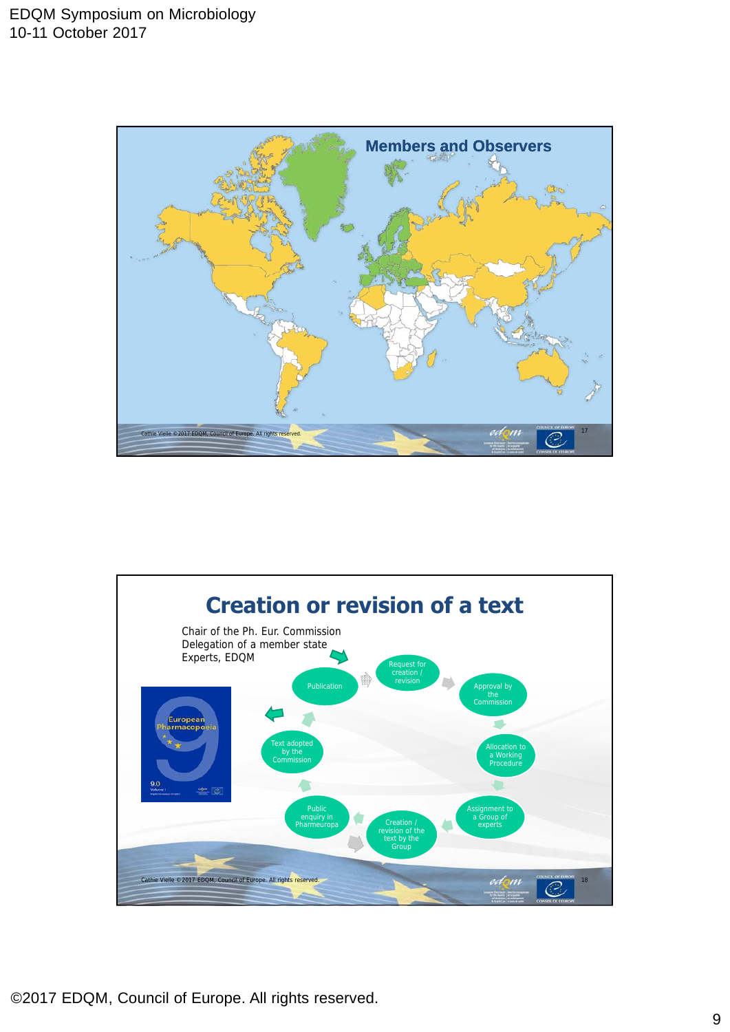## Members and Observers

Cathie Vielle ©2017 EDQM, Council of Europe. All rights reserved.

## Creation or revision of a text

Chair of the Ph. Eur. Commission
Delegation of a member state
Experts, EDQM

- Request for creation / revision
- Approval by the Commission
- Allocation to a Working Procedure
- Assignment to a Group of experts
- Creation / revision of the text by the Group
- Public enquiry in Pharmeuropa
- Text adopted by the Commission
- Publication

European Pharmacopoeia 9.0 Volume I

Cathie Vielle ©2017 EDQM, Council of Europe. All rights reserved.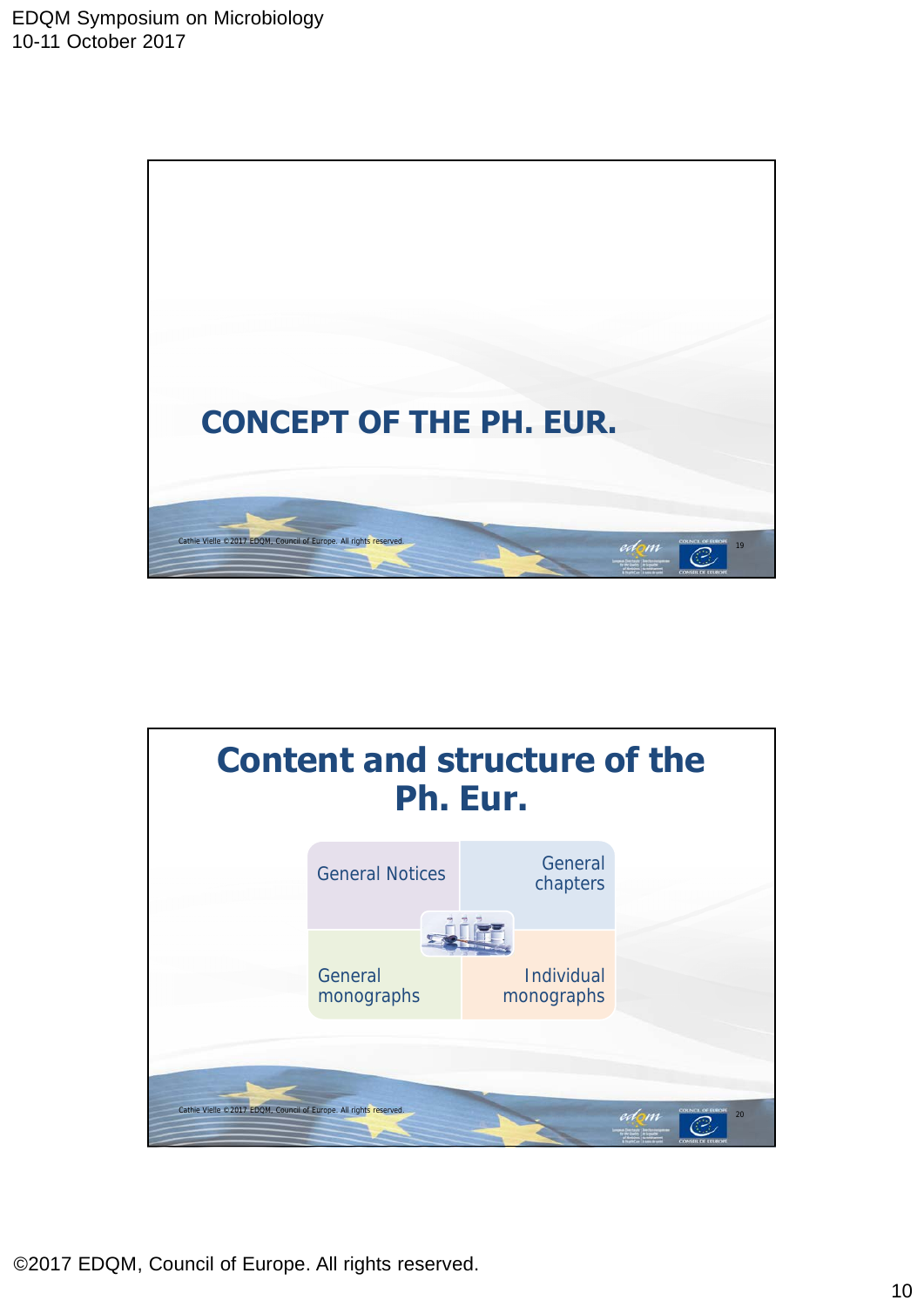# CONCEPT OF THE PH. EUR.

Cathie Vielle ©2017 EDQM, Council of Europe. All rights reserved.

## Content and structure of the Ph. Eur.

- General Notices
- General chapters
- General monographs
- Individual monographs

Cathie Vielle ©2017 EDQM, Council of Europe. All rights reserved.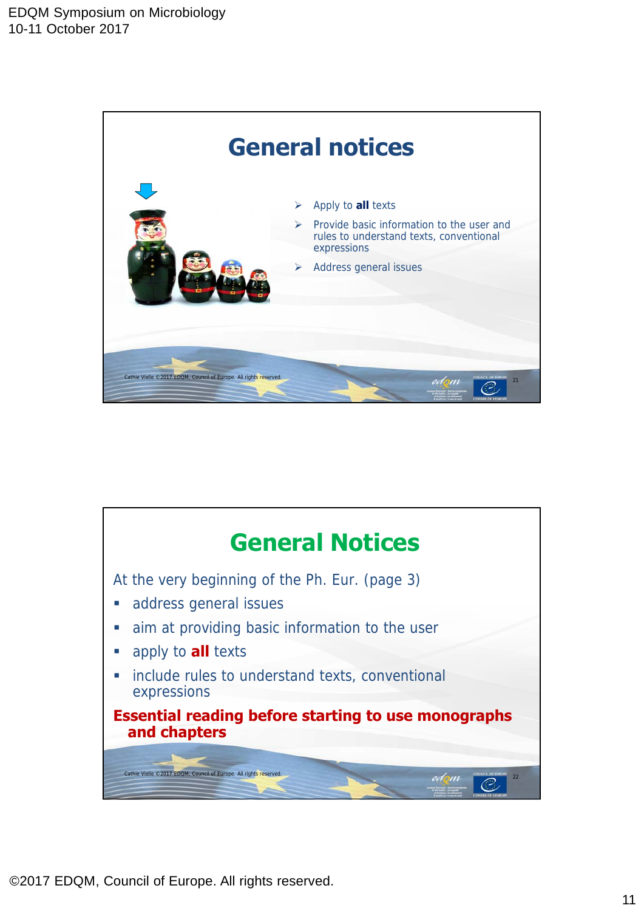## General notices

- Apply to **all** texts
- Provide basic information to the user and rules to understand texts, conventional expressions
- Address general issues

Cathie Vielle ©2017 EDQM, Council of Europe. All rights reserved.

## General Notices

At the very beginning of the Ph. Eur. (page 3)

- address general issues
- aim at providing basic information to the user
- apply to **all** texts
- include rules to understand texts, conventional expressions

**Essential reading before starting to use monographs and chapters**

Cathie Vielle ©2017 EDQM, Council of Europe. All rights reserved.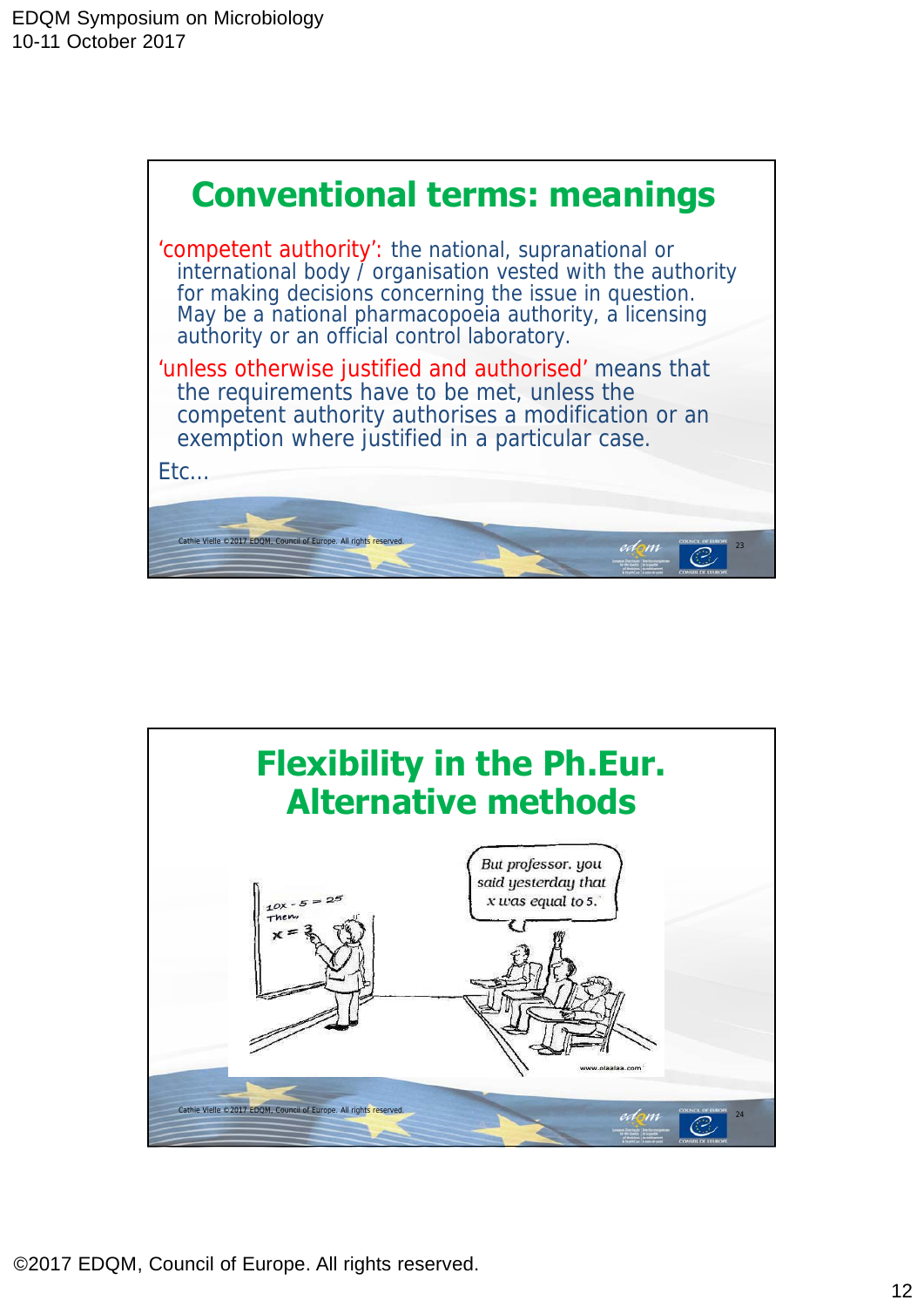## Conventional terms: meanings

'competent authority': the national, supranational or international body / organisation vested with the authority for making decisions concerning the issue in question. May be a national pharmacopoeia authority, a licensing authority or an official control laboratory.

'unless otherwise justified and authorised' means that the requirements have to be met, unless the competent authority authorises a modification or an exemption where justified in a particular case.

Etc…

Cathie Vielle ©2017 EDQM, Council of Europe. All rights reserved.

## Flexibility in the Ph.Eur. Alternative methods

Cathie Vielle ©2017 EDQM, Council of Europe. All rights reserved.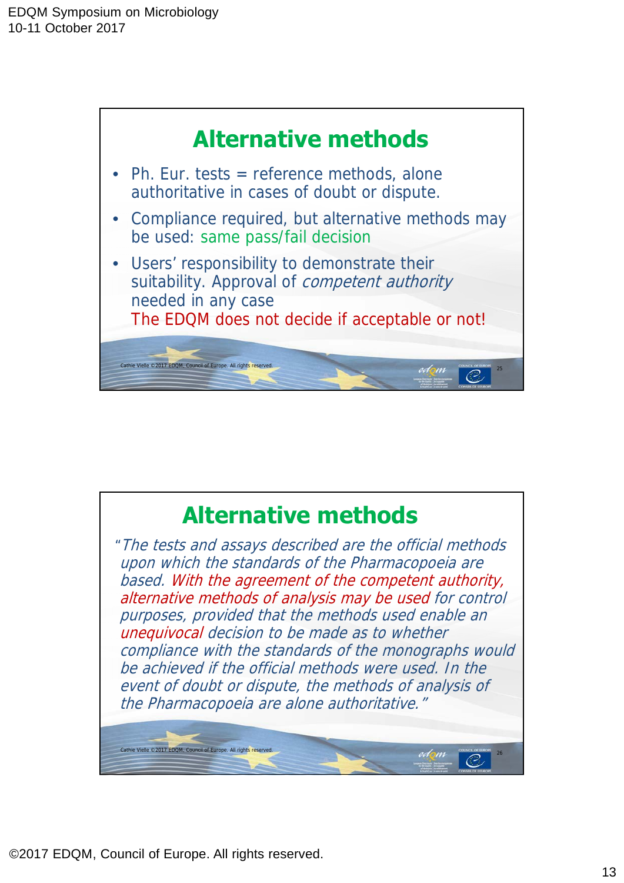## Alternative methods

- Ph. Eur. tests = reference methods, alone authoritative in cases of doubt or dispute.
- Compliance required, but alternative methods may be used: same pass/fail decision
- Users' responsibility to demonstrate their suitability. Approval of *competent authority* needed in any case
  The EDQM does not decide if acceptable or not!

Cathie Vielle ©2017 EDQM, Council of Europe. All rights reserved.

## Alternative methods

*"The tests and assays described are the official methods upon which the standards of the Pharmacopoeia are based. With the agreement of the competent authority, alternative methods of analysis may be used for control purposes, provided that the methods used enable an unequivocal decision to be made as to whether compliance with the standards of the monographs would be achieved if the official methods were used. In the event of doubt or dispute, the methods of analysis of the Pharmacopoeia are alone authoritative."*

Cathie Vielle ©2017 EDQM, Council of Europe. All rights reserved.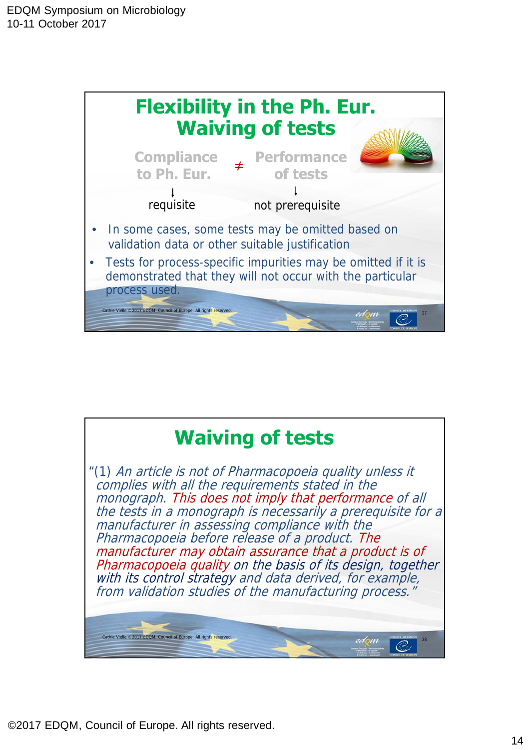## Flexibility in the Ph. Eur. Waiving of tests

**Compliance to Ph. Eur.** ≠ **Performance of tests**

↓ requisite ↓ not prerequisite

- In some cases, some tests may be omitted based on validation data or other suitable justification
- Tests for process-specific impurities may be omitted if it is demonstrated that they will not occur with the particular process used.

Cathie Vielle ©2017 EDQM, Council of Europe. All rights reserved.

## Waiving of tests

"(1) *An article is not of Pharmacopoeia quality unless it complies with all the requirements stated in the monograph. This does not imply that performance of all the tests in a monograph is necessarily a prerequisite for a manufacturer in assessing compliance with the Pharmacopoeia before release of a product. The manufacturer may obtain assurance that a product is of Pharmacopoeia quality on the basis of its design, together with its control strategy and data derived, for example, from validation studies of the manufacturing process."*

Cathie Vielle ©2017 EDQM, Council of Europe. All rights reserved.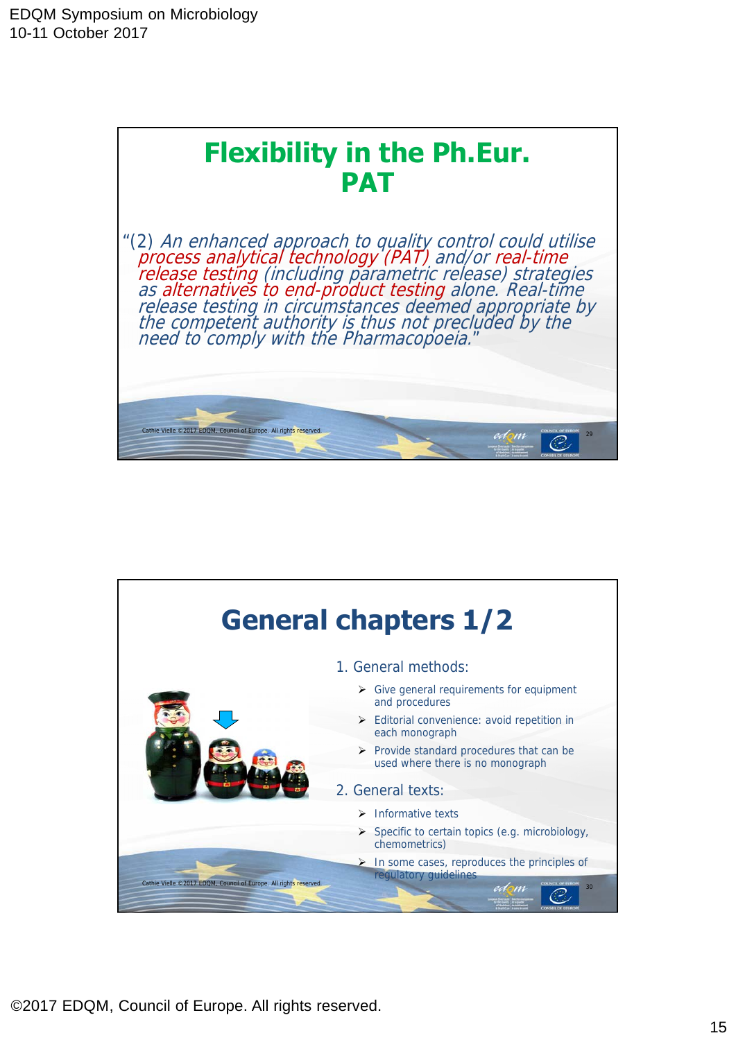## Flexibility in the Ph.Eur. PAT

"(2) *An enhanced approach to quality control could utilise process analytical technology (PAT) and/or real-time release testing (including parametric release) strategies as alternatives to end-product testing alone. Real-time release testing in circumstances deemed appropriate by the competent authority is thus not precluded by the need to comply with the Pharmacopoeia.*"

Cathie Vielle ©2017 EDQM, Council of Europe. All rights reserved.

## General chapters 1/2

1. General methods:
   - Give general requirements for equipment and procedures
   - Editorial convenience: avoid repetition in each monograph
   - Provide standard procedures that can be used where there is no monograph
2. General texts:
   - Informative texts
   - Specific to certain topics (e.g. microbiology, chemometrics)
   - In some cases, reproduces the principles of regulatory guidelines

Cathie Vielle ©2017 EDQM, Council of Europe. All rights reserved.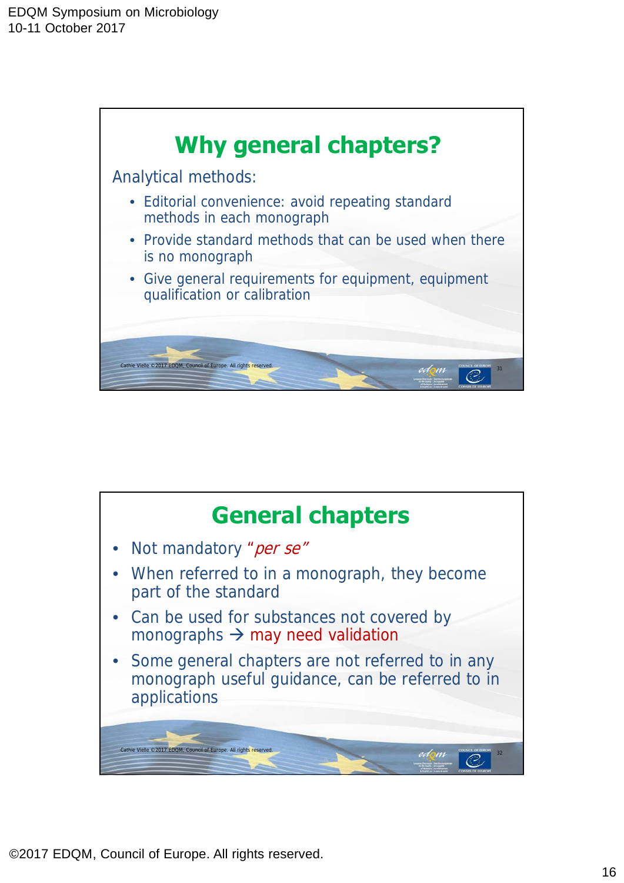## Why general chapters?

Analytical methods:

- Editorial convenience: avoid repeating standard methods in each monograph
- Provide standard methods that can be used when there is no monograph
- Give general requirements for equipment, equipment qualification or calibration

## General chapters

- Not mandatory "*per se*"
- When referred to in a monograph, they become part of the standard
- Can be used for substances not covered by monographs → may need validation
- Some general chapters are not referred to in any monograph useful guidance, can be referred to in applications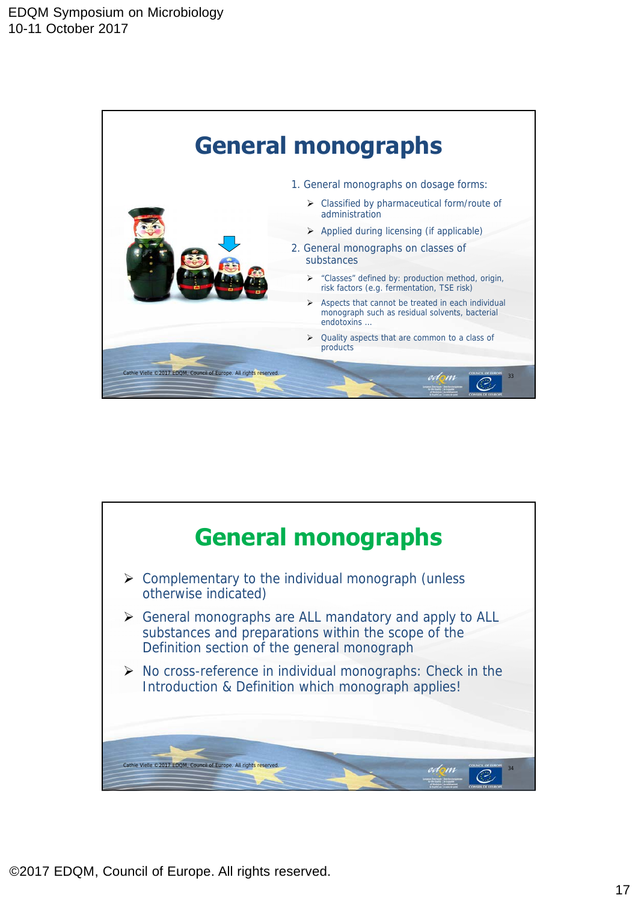## General monographs

1. General monographs on dosage forms:
   - Classified by pharmaceutical form/route of administration
   - Applied during licensing (if applicable)
2. General monographs on classes of substances
   - "Classes" defined by: production method, origin, risk factors (e.g. fermentation, TSE risk)
   - Aspects that cannot be treated in each individual monograph such as residual solvents, bacterial endotoxins ...
   - Quality aspects that are common to a class of products

Cathie Vielle ©2017 EDQM, Council of Europe. All rights reserved.

## General monographs

- Complementary to the individual monograph (unless otherwise indicated)
- General monographs are ALL mandatory and apply to ALL substances and preparations within the scope of the Definition section of the general monograph
- No cross-reference in individual monographs: Check in the Introduction & Definition which monograph applies!

Cathie Vielle ©2017 EDQM, Council of Europe. All rights reserved.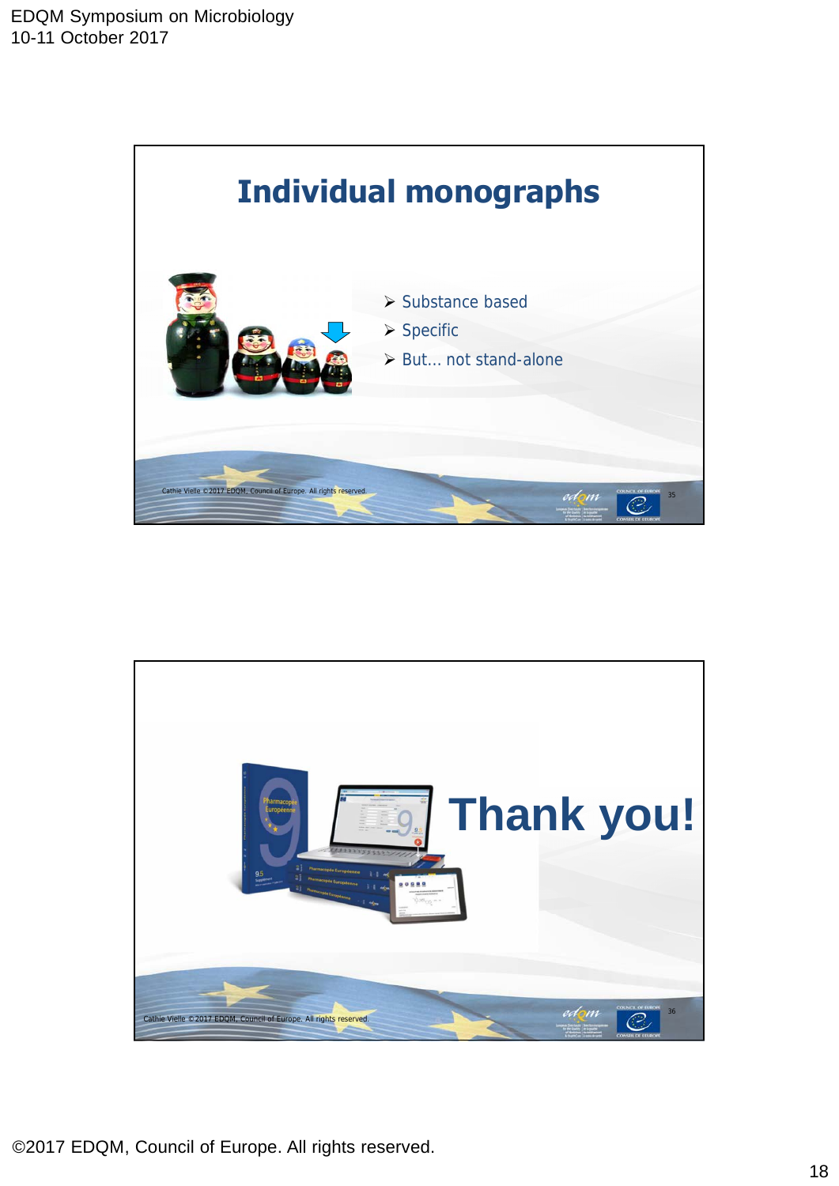## Individual monographs

- Substance based
- Specific
- But… not stand-alone

Cathie Vielle ©2017 EDQM, Council of Europe. All rights reserved.

# Thank you!

Cathie Vielle ©2017 EDQM, Council of Europe. All rights reserved.

©2017 EDQM, Council of Europe. All rights reserved.